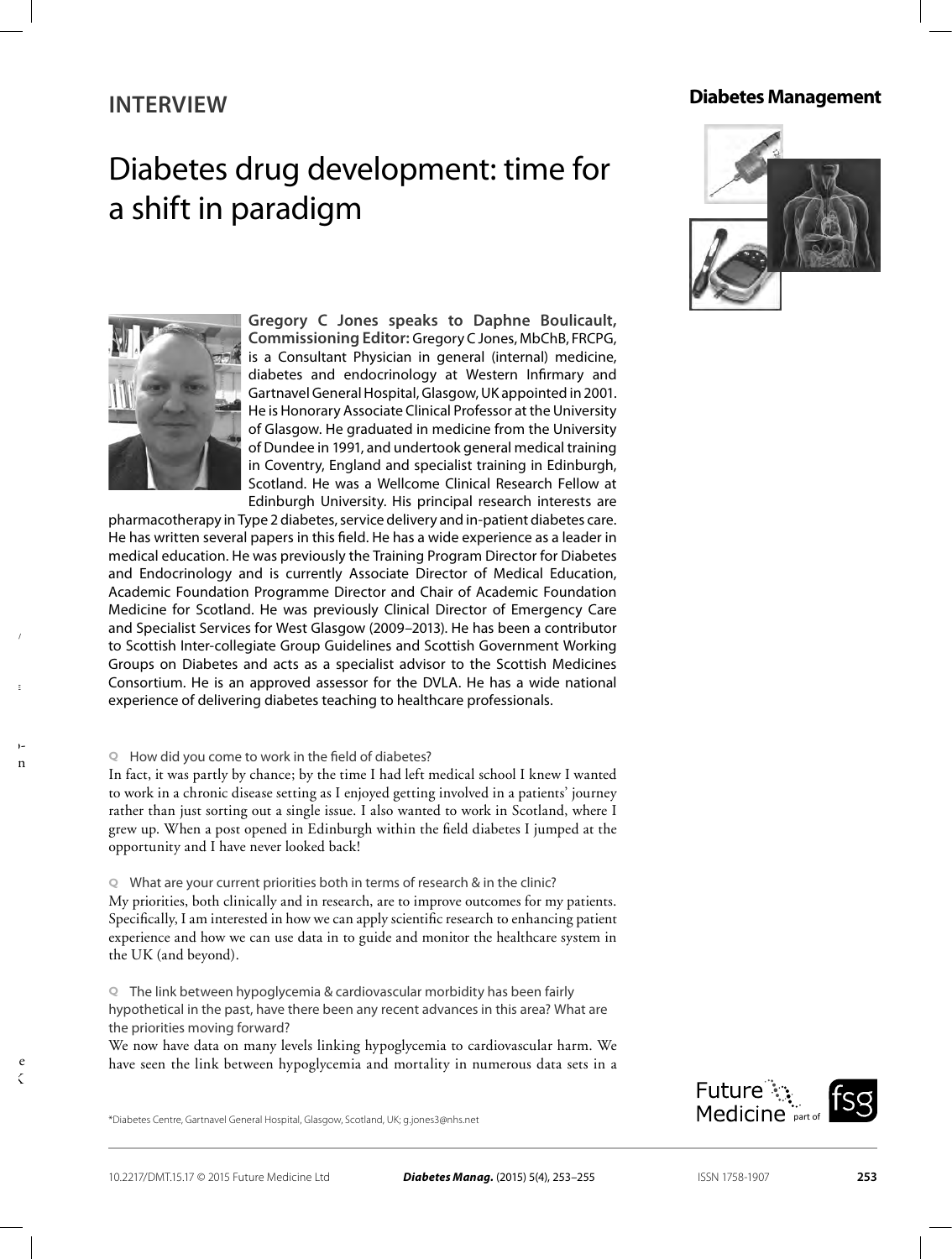INTERVIEW

# Diabetes drug development: time for a shift in paradigm

**Gregory C Jones speaks to Daphne Boulicault, Commissioning Editor:** Gregory C Jones, MbChB, FRCPG, is a Consultant Physician in general (internal) medicine, diabetes and endocrinology at Western Infirmary and Gartnavel General Hospital, Glasgow, UK appointed in 2001. He is Honorary Associate Clinical Professor at the University of Glasgow. He graduated in medicine from the University of Dundee in 1991, and undertook general medical training in Coventry, England and specialist training in Edinburgh, Scotland. He was a Wellcome Clinical Research Fellow at Edinburgh University. His principal research interests are pharmacotherapy in Type 2 diabetes, service delivery and in-patient diabetes care. He has written several papers in this field. He has a wide experience as a leader in medical education. He was previously the Training Program Director for Diabetes and Endocrinology and is currently Associate Director of Medical Education, Academic Foundation Programme Director and Chair of Academic Foundation Medicine for Scotland. He was previously Clinical Director of Emergency Care and Specialist Services for West Glasgow (2009–2013). He has been a contributor to Scottish Inter-collegiate Group Guidelines and Scottish Government Working Groups on Diabetes and acts as a specialist advisor to the Scottish Medicines Consortium. He is an approved assessor for the DVLA. He has a wide national experience of delivering diabetes teaching to healthcare professionals.

**Q** How did you come to work in the field of diabetes?

In fact, it was partly by chance; by the time I had left medical school I knew I wanted to work in a chronic disease setting as I enjoyed getting involved in a patients' journey rather than just sorting out a single issue. I also wanted to work in Scotland, where I grew up. When a post opened in Edinburgh within the field diabetes I jumped at the opportunity and I have never looked back!

**Q** What are your current priorities both in terms of research & in the clinic?

My priorities, both clinically and in research, are to improve outcomes for my patients. Specifically, I am interested in how we can apply scientific research to enhancing patient experience and how we can use data in to guide and monitor the healthcare system in the UK (and beyond).

**Q** The link between hypoglycemia & cardiovascular morbidity has been fairly hypothetical in the past, have there been any recent advances in this area? What are the priorities moving forward?

We now have data on many levels linking hypoglycemia to cardiovascular harm. We have seen the link between hypoglycemia and mortality in numerous data sets in a

*Diabetes Centre, Gartnavel General Hospital, Glasgow, Scotland, UK; g.jones3@nhs.net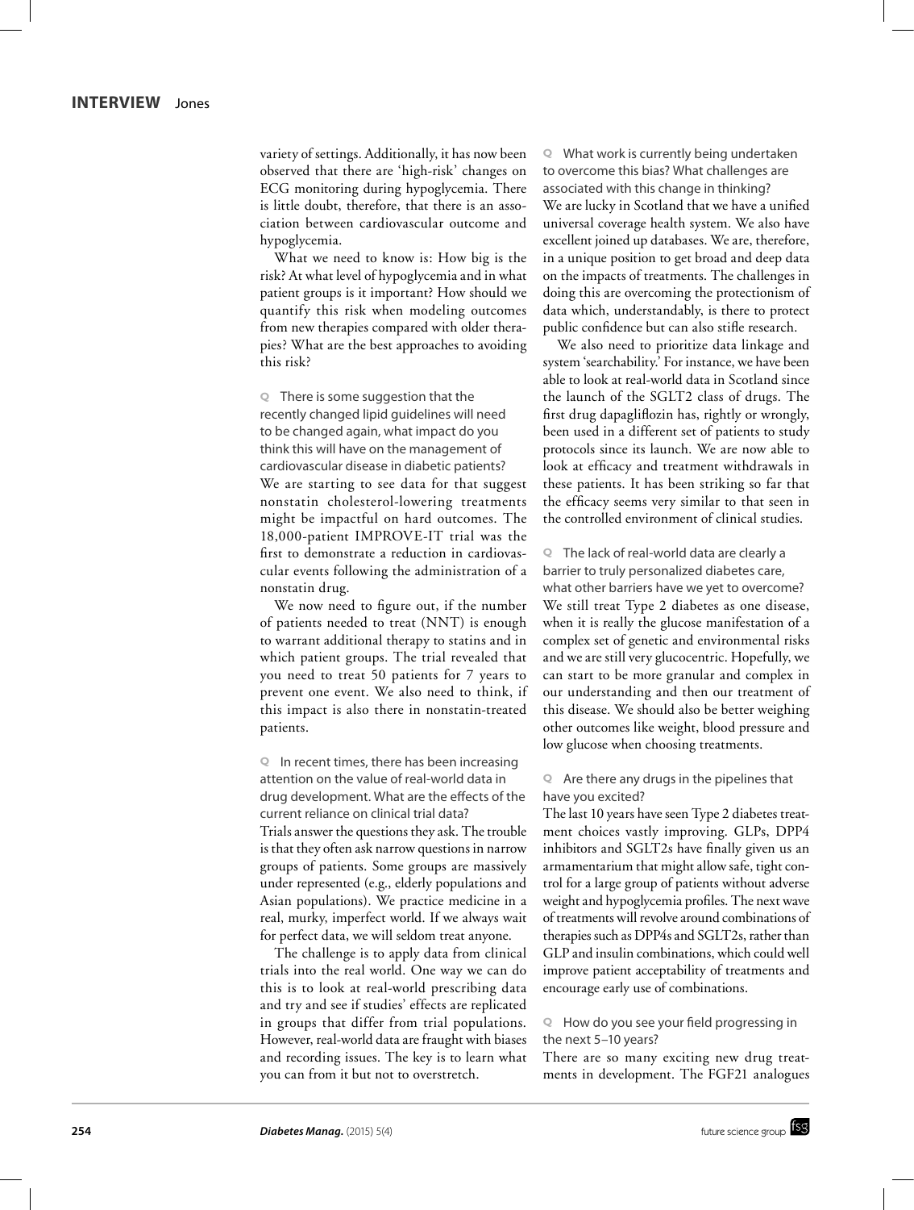variety of settings. Additionally, it has now been observed that there are 'high-risk' changes on ECG monitoring during hypoglycemia. There is little doubt, therefore, that there is an association between cardiovascular outcome and hypoglycemia.

What we need to know is: How big is the risk? At what level of hypoglycemia and in what patient groups is it important? How should we quantify this risk when modeling outcomes from new therapies compared with older therapies? What are the best approaches to avoiding this risk?

**Q There is some suggestion that the recently changed lipid guidelines will need to be changed again, what impact do you think this will have on the management of cardiovascular disease in diabetic patients?**

We are starting to see data for that suggest nonstatin cholesterol-lowering treatments might be impactful on hard outcomes. The 18,000-patient IMPROVE-IT trial was the first to demonstrate a reduction in cardiovascular events following the administration of a nonstatin drug.

We now need to figure out, if the number of patients needed to treat (NNT) is enough to warrant additional therapy to statins and in which patient groups. The trial revealed that you need to treat 50 patients for 7 years to prevent one event. We also need to think, if this impact is also there in nonstatin-treated patients.

**Q In recent times, there has been increasing attention on the value of real-world data in drug development. What are the effects of the current reliance on clinical trial data?**

Trials answer the questions they ask. The trouble is that they often ask narrow questions in narrow groups of patients. Some groups are massively under represented (e.g., elderly populations and Asian populations). We practice medicine in a real, murky, imperfect world. If we always wait for perfect data, we will seldom treat anyone.

The challenge is to apply data from clinical trials into the real world. One way we can do this is to look at real-world prescribing data and try and see if studies' effects are replicated in groups that differ from trial populations. However, real-world data are fraught with biases and recording issues. The key is to learn what you can from it but not to overstretch.

**Q What work is currently being undertaken to overcome this bias? What challenges are associated with this change in thinking?**

We are lucky in Scotland that we have a unified universal coverage health system. We also have excellent joined up databases. We are, therefore, in a unique position to get broad and deep data on the impacts of treatments. The challenges in doing this are overcoming the protectionism of data which, understandably, is there to protect public confidence but can also stifle research.

We also need to prioritize data linkage and system 'searchability.' For instance, we have been able to look at real-world data in Scotland since the launch of the SGLT2 class of drugs. The first drug dapagliflozin has, rightly or wrongly, been used in a different set of patients to study protocols since its launch. We are now able to look at efficacy and treatment withdrawals in these patients. It has been striking so far that the efficacy seems very similar to that seen in the controlled environment of clinical studies.

**Q The lack of real-world data are clearly a barrier to truly personalized diabetes care, what other barriers have we yet to overcome?**

We still treat Type 2 diabetes as one disease, when it is really the glucose manifestation of a complex set of genetic and environmental risks and we are still very glucocentric. Hopefully, we can start to be more granular and complex in our understanding and then our treatment of this disease. We should also be better weighing other outcomes like weight, blood pressure and low glucose when choosing treatments.

**Q Are there any drugs in the pipelines that have you excited?**

The last 10 years have seen Type 2 diabetes treatment choices vastly improving. GLPs, DPP4 inhibitors and SGLT2s have finally given us an armamentarium that might allow safe, tight control for a large group of patients without adverse weight and hypoglycemia profiles. The next wave of treatments will revolve around combinations of therapies such as DPP4s and SGLT2s, rather than GLP and insulin combinations, which could well improve patient acceptability of treatments and encourage early use of combinations.

**Q How do you see your field progressing in the next 5–10 years?**

There are so many exciting new drug treatments in development. The FGF21 analogues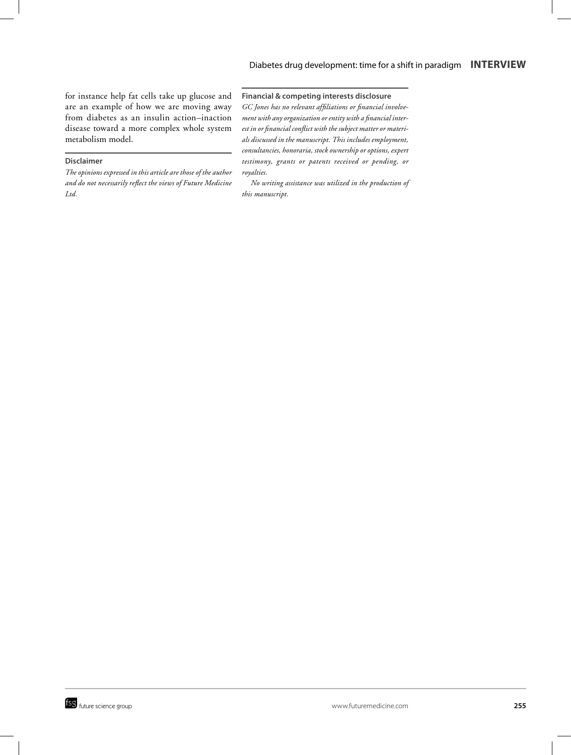for instance help fat cells take up glucose and are an example of how we are moving away from diabetes as an insulin action–inaction disease toward a more complex whole system metabolism model.

### Disclaimer

*The opinions expressed in this article are those of the author and do not necessarily reflect the views of Future Medicine Ltd.*

### Financial & competing interests disclosure

*GC Jones has no relevant affiliations or financial involvement with any organization or entity with a financial interest in or financial conflict with the subject matter or materials discussed in the manuscript. This includes employment, consultancies, honoraria, stock ownership or options, expert testimony, grants or patents received or pending, or royalties.*

*No writing assistance was utilized in the production of this manuscript.*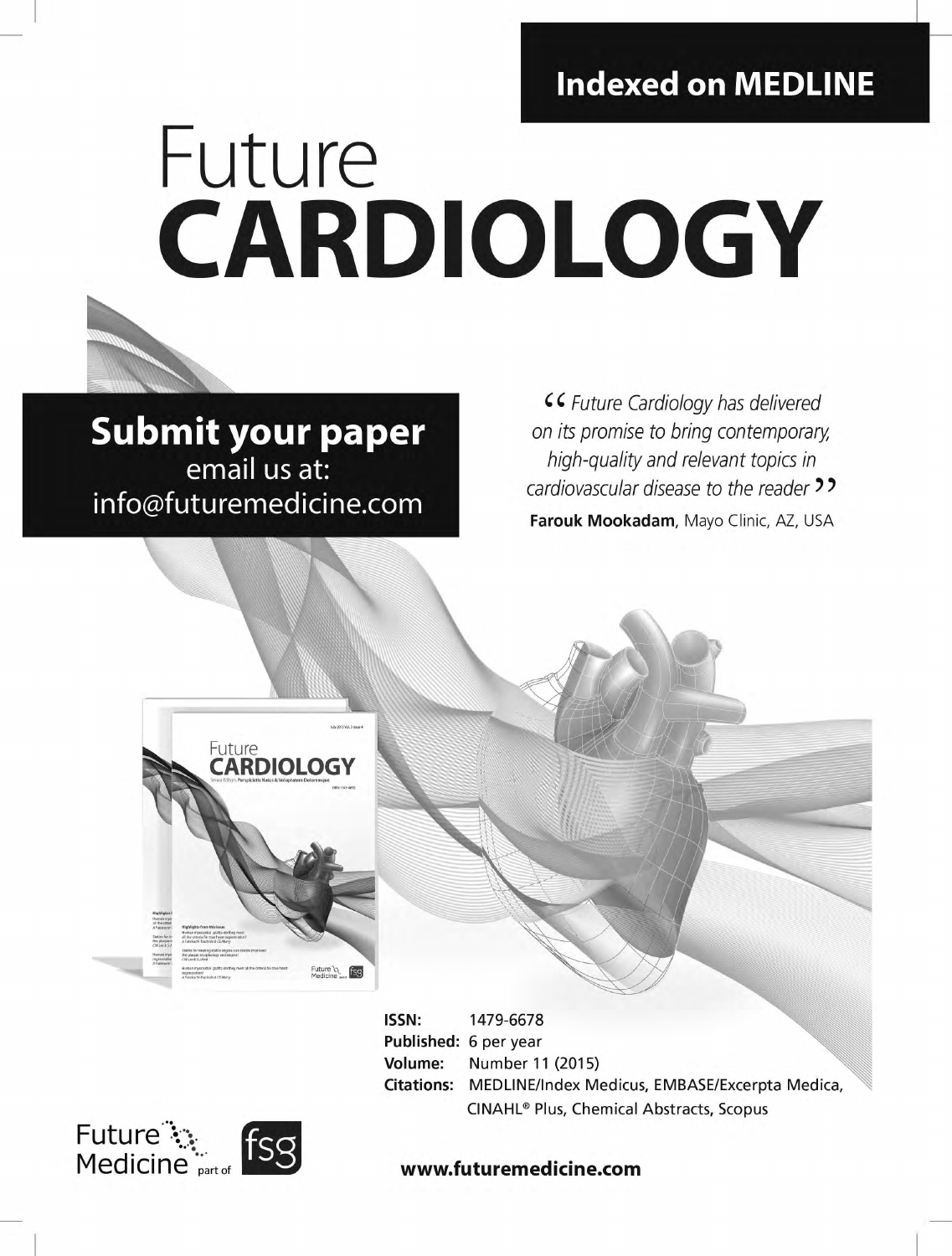**Indexed on MEDLINE**

# Future CARDIOLOGY

## Submit your paper

email us at:
info@futuremedicine.com

*“Future Cardiology has delivered on its promise to bring contemporary, high-quality and relevant topics in cardiovascular disease to the reader”*
**Farouk Mookadam**, Mayo Clinic, AZ, USA

**ISSN:** 1479-6678
**Published:** 6 per year
**Volume:** Number 11 (2015)
**Citations:** MEDLINE/Index Medicus, EMBASE/Excerpta Medica, CINAHL® Plus, Chemical Abstracts, Scopus

Future Medicine part of fsg

**www.futuremedicine.com**